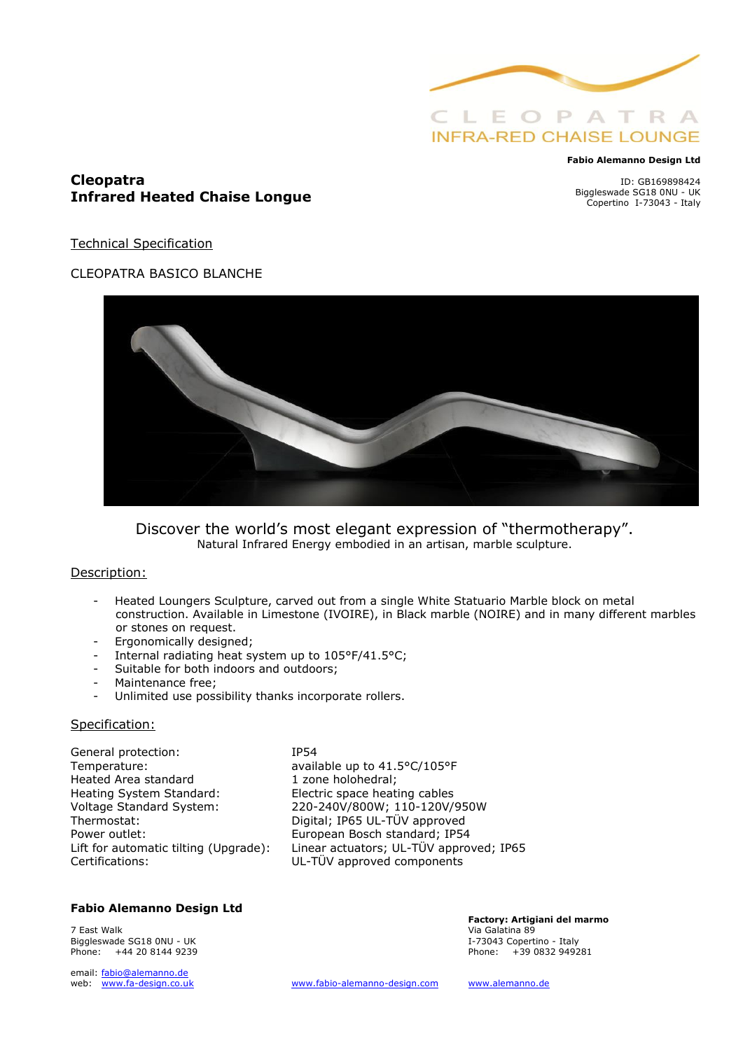CLEOPATRA
INFRA-RED CHAISE LOUNGE

**Fabio Alemanno Design Ltd**

ID: GB169898424
Biggleswade SG18 0NU - UK
Copertino I-73043 - Italy

# Cleopatra
# Infrared Heated Chaise Longue

Technical Specification

CLEOPATRA BASICO BLANCHE

Discover the world's most elegant expression of "thermotherapy".
Natural Infrared Energy embodied in an artisan, marble sculpture.

## Description:

- Heated Loungers Sculpture, carved out from a single White Statuario Marble block on metal construction. Available in Limestone (IVOIRE), in Black marble (NOIRE) and in many different marbles or stones on request.
- Ergonomically designed;
- Internal radiating heat system up to 105°F/41.5°C;
- Suitable for both indoors and outdoors;
- Maintenance free;
- Unlimited use possibility thanks incorporate rollers.

## Specification:

| | |
|---|---|
| General protection: | IP54 |
| Temperature: | available up to 41.5°C/105°F |
| Heated Area standard | 1 zone holohedral; |
| Heating System Standard: | Electric space heating cables |
| Voltage Standard System: | 220-240V/800W; 110-120V/950W |
| Thermostat: | Digital; IP65 UL-TÜV approved |
| Power outlet: | European Bosch standard; IP54 |
| Lift for automatic tilting (Upgrade): | Linear actuators; UL-TÜV approved; IP65 |
| Certifications: | UL-TÜV approved components |

**Fabio Alemanno Design Ltd**

7 East Walk
Biggleswade SG18 0NU - UK
Phone: +44 20 8144 9239

email: fabio@alemanno.de
web: www.fa-design.co.uk

www.fabio-alemanno-design.com

**Factory: Artigiani del marmo**
Via Galatina 89
I-73043 Copertino - Italy
Phone: +39 0832 949281

www.alemanno.de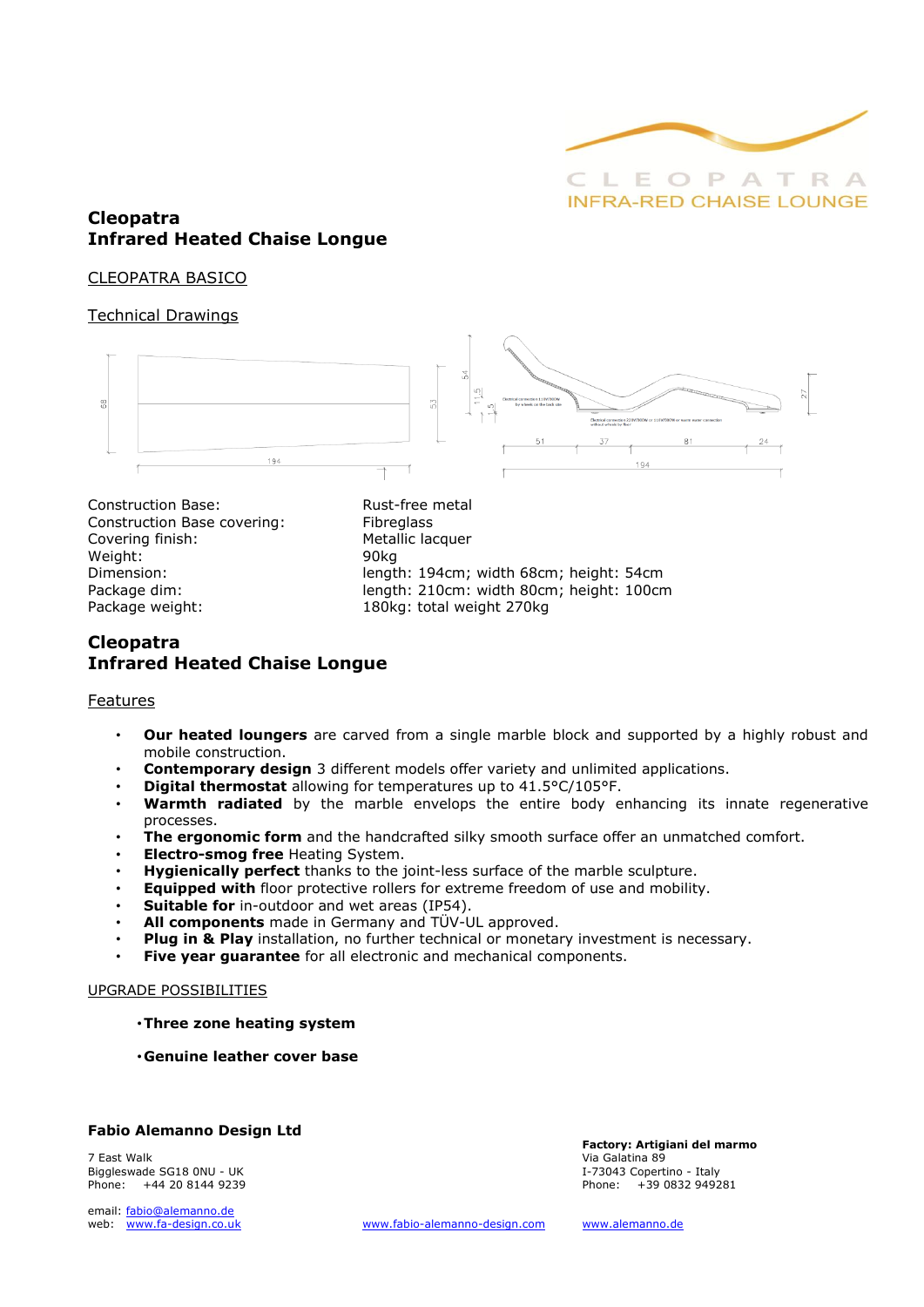CLEOPATRA
INFRA-RED CHAISE LOUNGE

# Cleopatra
# Infrared Heated Chaise Longue

CLEOPATRA BASICO

Technical Drawings

68
194
53
54
11,5
5
51
37
81
24
194
27

| | |
|---|---|
| Construction Base: | Rust-free metal |
| Construction Base covering: | Fibreglass |
| Covering finish: | Metallic lacquer |
| Weight: | 90kg |
| Dimension: | length: 194cm; width 68cm; height: 54cm |
| Package dim: | length: 210cm: width 80cm; height: 100cm |
| Package weight: | 180kg: total weight 270kg |

# Cleopatra
# Infrared Heated Chaise Longue

Features

- **Our heated loungers** are carved from a single marble block and supported by a highly robust and mobile construction.
- **Contemporary design** 3 different models offer variety and unlimited applications.
- **Digital thermostat** allowing for temperatures up to 41.5°C/105°F.
- **Warmth radiated** by the marble envelops the entire body enhancing its innate regenerative processes.
- **The ergonomic form** and the handcrafted silky smooth surface offer an unmatched comfort.
- **Electro-smog free** Heating System.
- **Hygienically perfect** thanks to the joint-less surface of the marble sculpture.
- **Equipped with** floor protective rollers for extreme freedom of use and mobility.
- **Suitable for** in-outdoor and wet areas (IP54).
- **All components** made in Germany and TÜV-UL approved.
- **Plug in & Play** installation, no further technical or monetary investment is necessary.
- **Five year guarantee** for all electronic and mechanical components.

UPGRADE POSSIBILITIES

- **Three zone heating system**
- **Genuine leather cover base**

**Fabio Alemanno Design Ltd**

7 East Walk
Biggleswade SG18 0NU - UK
Phone: +44 20 8144 9239

email: fabio@alemanno.de
web: www.fa-design.co.uk

www.fabio-alemanno-design.com

**Factory: Artigiani del marmo**
Via Galatina 89
I-73043 Copertino - Italy
Phone: +39 0832 949281

www.alemanno.de